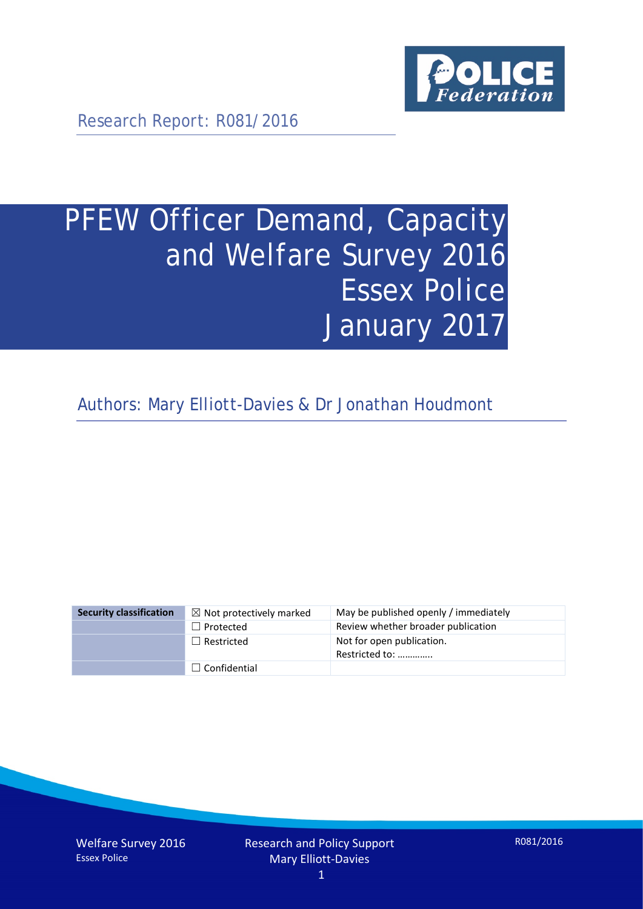Research Report: R081/2016

# PFEW Officer Demand, Capacity and Welfare Survey 2016 Essex Police January 2017

Authors: Mary Elliott-Davies & Dr Jonathan Houdmont

| Security classification | | |
|---|---|---|
| | ☒ Not protectively marked | May be published openly / immediately |
| | ☐ Protected | Review whether broader publication |
| | ☐ Restricted | Not for open publication. Restricted to: ………….. |
| | ☐ Confidential | |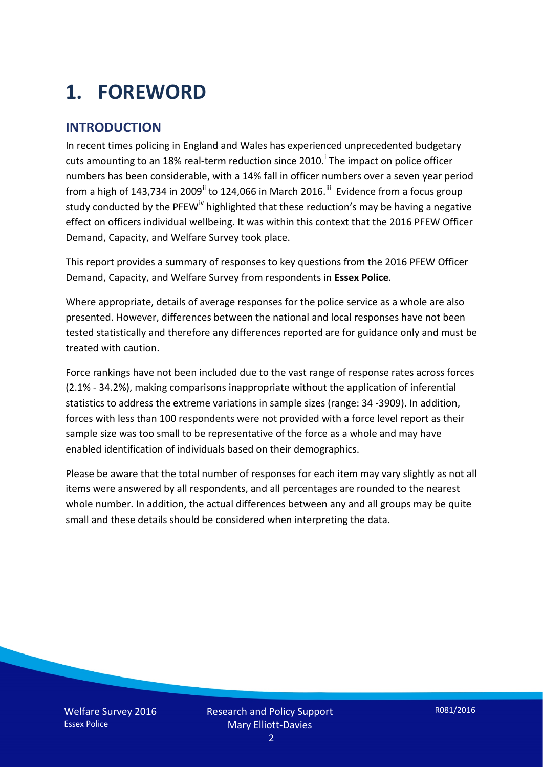# 1. FOREWORD

## INTRODUCTION

In recent times policing in England and Wales has experienced unprecedented budgetary cuts amounting to an 18% real-term reduction since 2010.[i] The impact on police officer numbers has been considerable, with a 14% fall in officer numbers over a seven year period from a high of 143,734 in 2009[ii] to 124,066 in March 2016.[iii] Evidence from a focus group study conducted by the PFEW[iv] highlighted that these reduction's may be having a negative effect on officers individual wellbeing. It was within this context that the 2016 PFEW Officer Demand, Capacity, and Welfare Survey took place.

This report provides a summary of responses to key questions from the 2016 PFEW Officer Demand, Capacity, and Welfare Survey from respondents in **Essex Police**.

Where appropriate, details of average responses for the police service as a whole are also presented. However, differences between the national and local responses have not been tested statistically and therefore any differences reported are for guidance only and must be treated with caution.

Force rankings have not been included due to the vast range of response rates across forces (2.1% - 34.2%), making comparisons inappropriate without the application of inferential statistics to address the extreme variations in sample sizes (range: 34 -3909). In addition, forces with less than 100 respondents were not provided with a force level report as their sample size was too small to be representative of the force as a whole and may have enabled identification of individuals based on their demographics.

Please be aware that the total number of responses for each item may vary slightly as not all items were answered by all respondents, and all percentages are rounded to the nearest whole number. In addition, the actual differences between any and all groups may be quite small and these details should be considered when interpreting the data.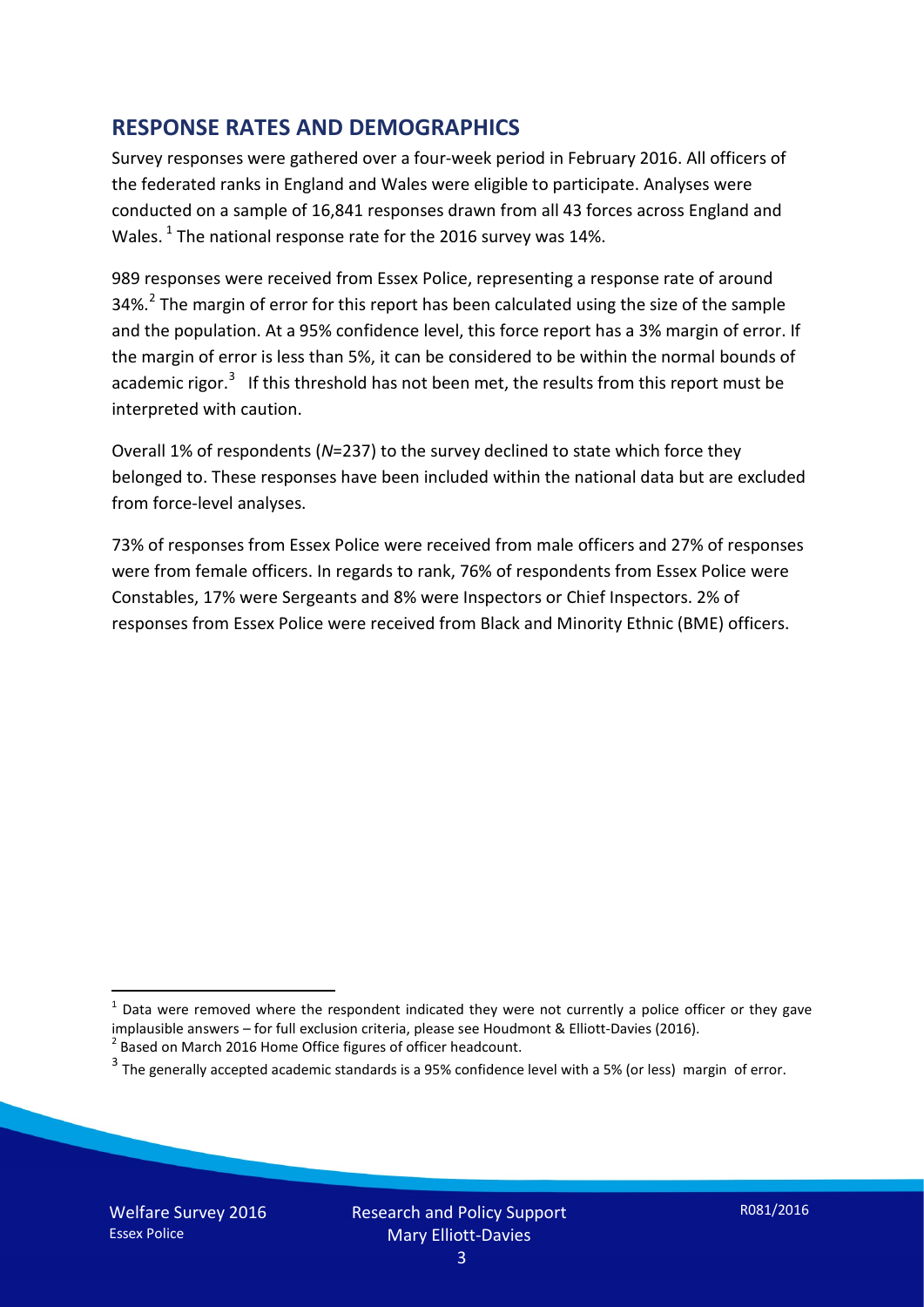## RESPONSE RATES AND DEMOGRAPHICS

Survey responses were gathered over a four-week period in February 2016. All officers of the federated ranks in England and Wales were eligible to participate. Analyses were conducted on a sample of 16,841 responses drawn from all 43 forces across England and Wales.[1] The national response rate for the 2016 survey was 14%.

989 responses were received from Essex Police, representing a response rate of around 34%.[2] The margin of error for this report has been calculated using the size of the sample and the population. At a 95% confidence level, this force report has a 3% margin of error. If the margin of error is less than 5%, it can be considered to be within the normal bounds of academic rigor.[3] If this threshold has not been met, the results from this report must be interpreted with caution.

Overall 1% of respondents (*N*=237) to the survey declined to state which force they belonged to. These responses have been included within the national data but are excluded from force-level analyses.

73% of responses from Essex Police were received from male officers and 27% of responses were from female officers. In regards to rank, 76% of respondents from Essex Police were Constables, 17% were Sergeants and 8% were Inspectors or Chief Inspectors. 2% of responses from Essex Police were received from Black and Minority Ethnic (BME) officers.

[1] Data were removed where the respondent indicated they were not currently a police officer or they gave implausible answers – for full exclusion criteria, please see Houdmont & Elliott-Davies (2016).

[2] Based on March 2016 Home Office figures of officer headcount.

[3] The generally accepted academic standards is a 95% confidence level with a 5% (or less) margin of error.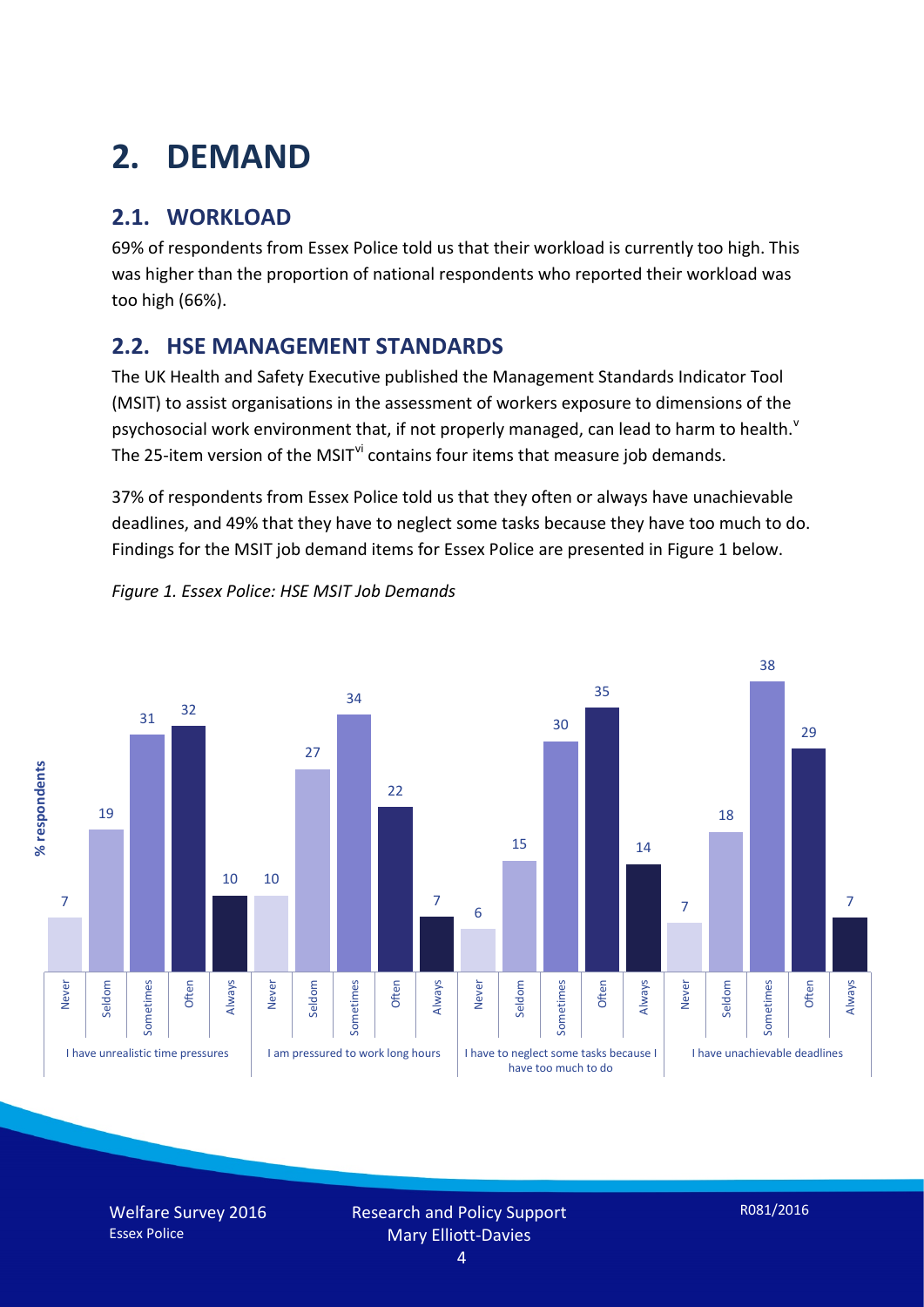# 2. DEMAND

## 2.1. WORKLOAD

69% of respondents from Essex Police told us that their workload is currently too high. This was higher than the proportion of national respondents who reported their workload was too high (66%).

## 2.2. HSE MANAGEMENT STANDARDS

The UK Health and Safety Executive published the Management Standards Indicator Tool (MSIT) to assist organisations in the assessment of workers exposure to dimensions of the psychosocial work environment that, if not properly managed, can lead to harm to health.[v] The 25-item version of the MSIT[vi] contains four items that measure job demands.

37% of respondents from Essex Police told us that they often or always have unachievable deadlines, and 49% that they have to neglect some tasks because they have too much to do. Findings for the MSIT job demand items for Essex Police are presented in Figure 1 below.

*Figure 1. Essex Police: HSE MSIT Job Demands*

| % respondents | Never | Seldom | Sometimes | Often | Always |
|---|---|---|---|---|---|
| I have unrealistic time pressures | 7 | 19 | 31 | 32 | 10 |
| I am pressured to work long hours | 10 | 27 | 34 | 22 | 7 |
| I have to neglect some tasks because I have too much to do | 6 | 15 | 30 | 35 | 14 |
| I have unachievable deadlines | 7 | 18 | 38 | 29 | 7 |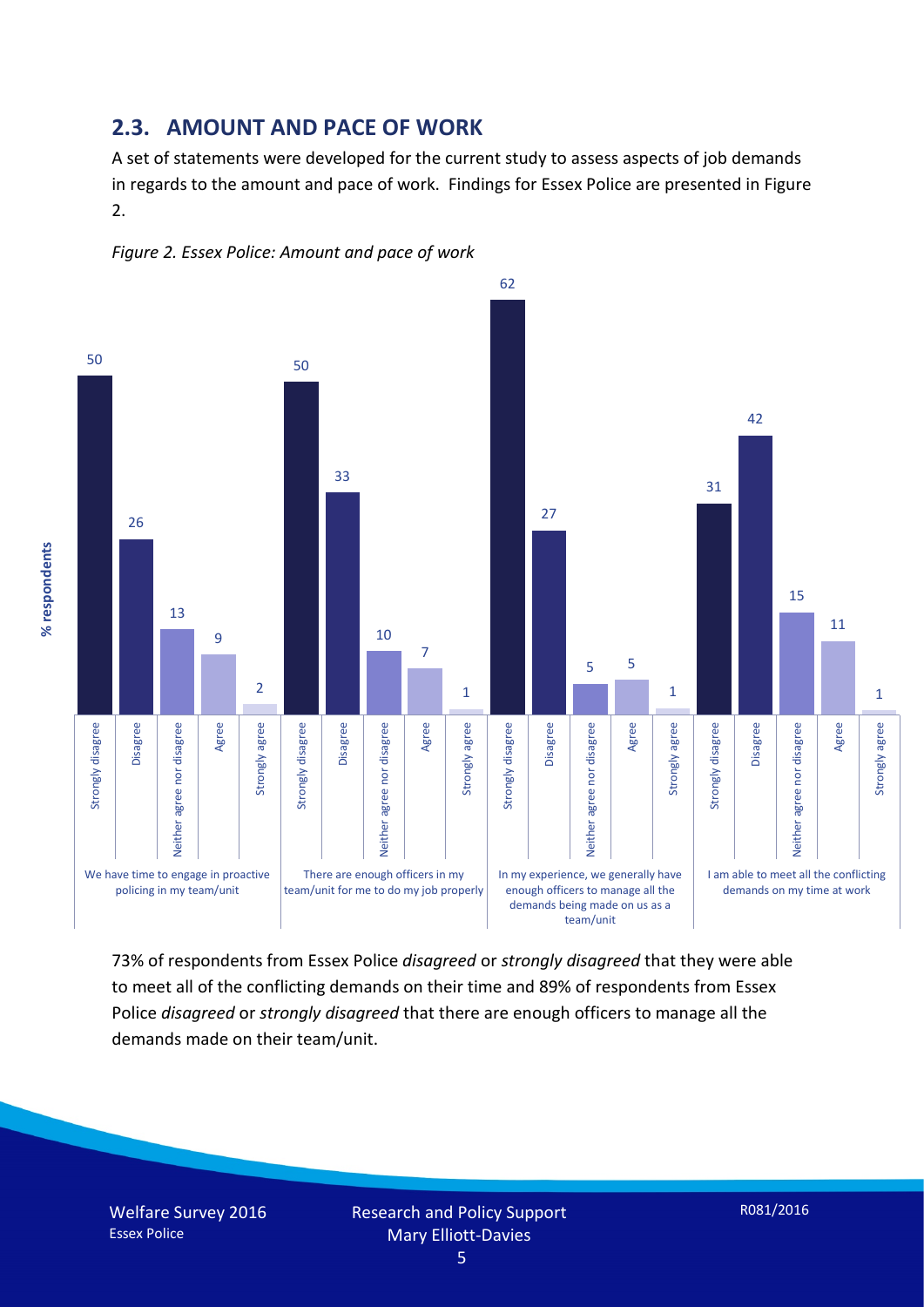## 2.3. AMOUNT AND PACE OF WORK

A set of statements were developed for the current study to assess aspects of job demands in regards to the amount and pace of work. Findings for Essex Police are presented in Figure 2.

*Figure 2. Essex Police: Amount and pace of work*

| % respondents | Strongly disagree | Disagree | Neither agree nor disagree | Agree | Strongly agree |
|---|---|---|---|---|---|
| We have time to engage in proactive policing in my team/unit | 50 | 26 | 13 | 9 | 2 |
| There are enough officers in my team/unit for me to do my job properly | 50 | 33 | 10 | 7 | 1 |
| In my experience, we generally have enough officers to manage all the demands being made on us as a team/unit | 62 | 27 | 5 | 5 | 1 |
| I am able to meet all the conflicting demands on my time at work | 31 | 42 | 15 | 11 | 1 |

73% of respondents from Essex Police *disagreed* or *strongly disagreed* that they were able to meet all of the conflicting demands on their time and 89% of respondents from Essex Police *disagreed* or *strongly disagreed* that there are enough officers to manage all the demands made on their team/unit.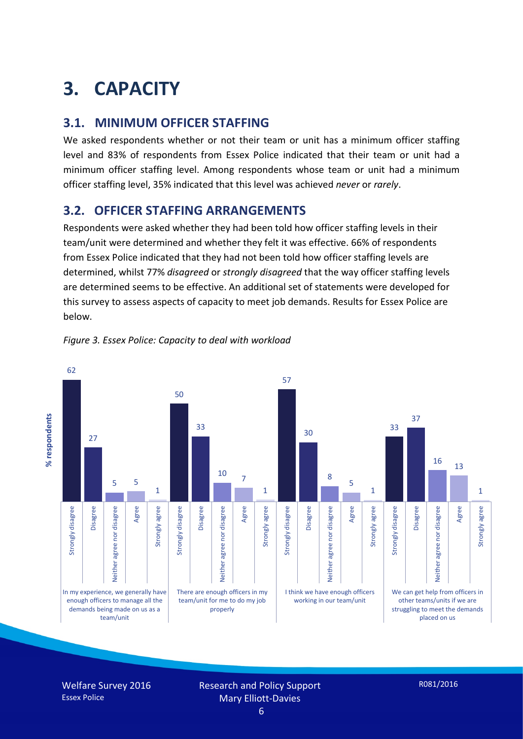# 3. CAPACITY

## 3.1. MINIMUM OFFICER STAFFING

We asked respondents whether or not their team or unit has a minimum officer staffing level and 83% of respondents from Essex Police indicated that their team or unit had a minimum officer staffing level. Among respondents whose team or unit had a minimum officer staffing level, 35% indicated that this level was achieved *never* or *rarely*.

## 3.2. OFFICER STAFFING ARRANGEMENTS

Respondents were asked whether they had been told how officer staffing levels in their team/unit were determined and whether they felt it was effective. 66% of respondents from Essex Police indicated that they had not been told how officer staffing levels are determined, whilst 77% *disagreed* or *strongly disagreed* that the way officer staffing levels are determined seems to be effective. An additional set of statements were developed for this survey to assess aspects of capacity to meet job demands. Results for Essex Police are below.

*Figure 3. Essex Police: Capacity to deal with workload*

| % respondents | Strongly disagree | Disagree | Neither agree nor disagree | Agree | Strongly agree |
|---|---|---|---|---|---|
| In my experience, we generally have enough officers to manage all the demands being made on us as a team/unit | 62 | 27 | 5 | 5 | 1 |
| There are enough officers in my team/unit for me to do my job properly | 50 | 33 | 10 | 7 | 1 |
| I think we have enough officers working in our team/unit | 57 | 30 | 8 | 5 | 1 |
| We can get help from officers in other teams/units if we are struggling to meet the demands placed on us | 33 | 37 | 16 | 13 | 1 |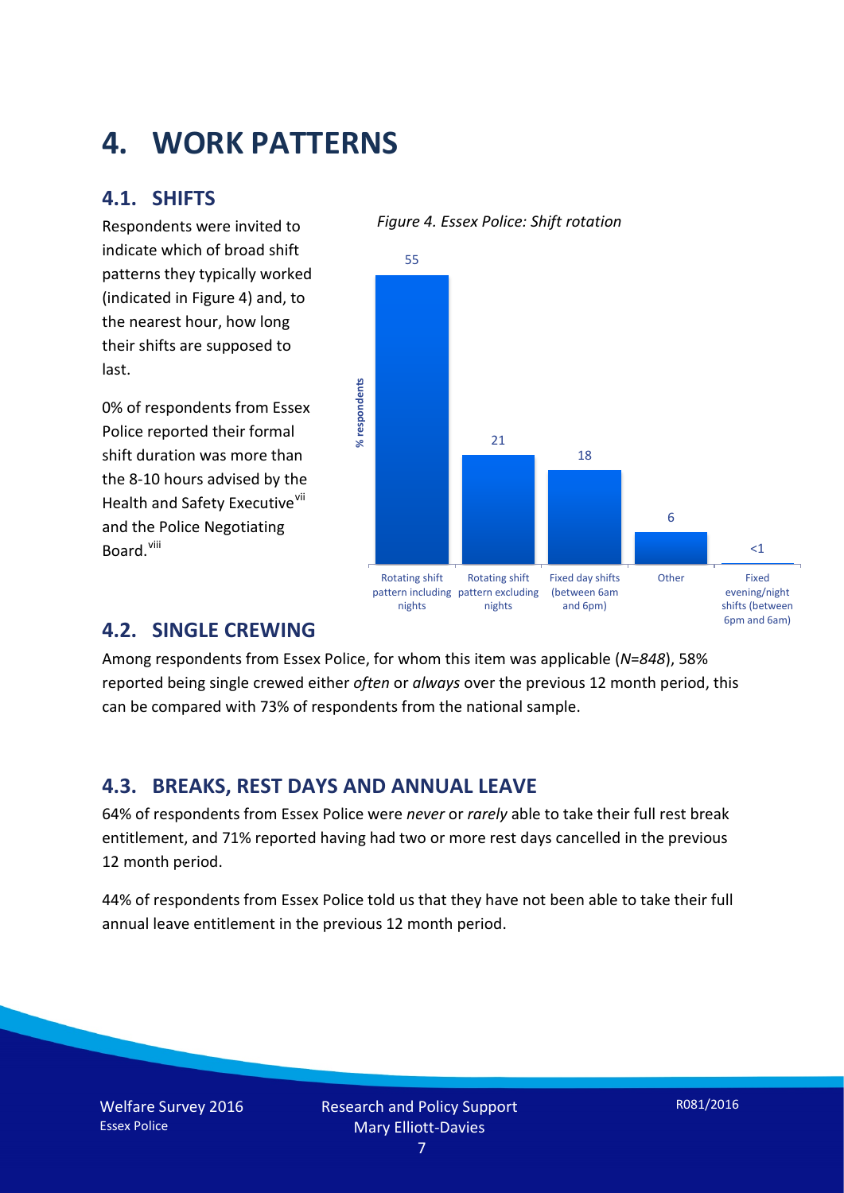# 4. WORK PATTERNS

## 4.1. SHIFTS

Respondents were invited to indicate which of broad shift patterns they typically worked (indicated in Figure 4) and, to the nearest hour, how long their shifts are supposed to last.

0% of respondents from Essex Police reported their formal shift duration was more than the 8-10 hours advised by the Health and Safety Executive[vii] and the Police Negotiating Board.[viii]

*Figure 4. Essex Police: Shift rotation*

| Shift pattern | % respondents |
|---|---|
| Rotating shift pattern including nights | 55 |
| Rotating shift pattern excluding nights | 21 |
| Fixed day shifts (between 6am and 6pm) | 18 |
| Other | 6 |
| Fixed evening/night shifts (between 6pm and 6am) | <1 |

## 4.2. SINGLE CREWING

Among respondents from Essex Police, for whom this item was applicable (*N=848*), 58% reported being single crewed either *often* or *always* over the previous 12 month period, this can be compared with 73% of respondents from the national sample.

## 4.3. BREAKS, REST DAYS AND ANNUAL LEAVE

64% of respondents from Essex Police were *never* or *rarely* able to take their full rest break entitlement, and 71% reported having had two or more rest days cancelled in the previous 12 month period.

44% of respondents from Essex Police told us that they have not been able to take their full annual leave entitlement in the previous 12 month period.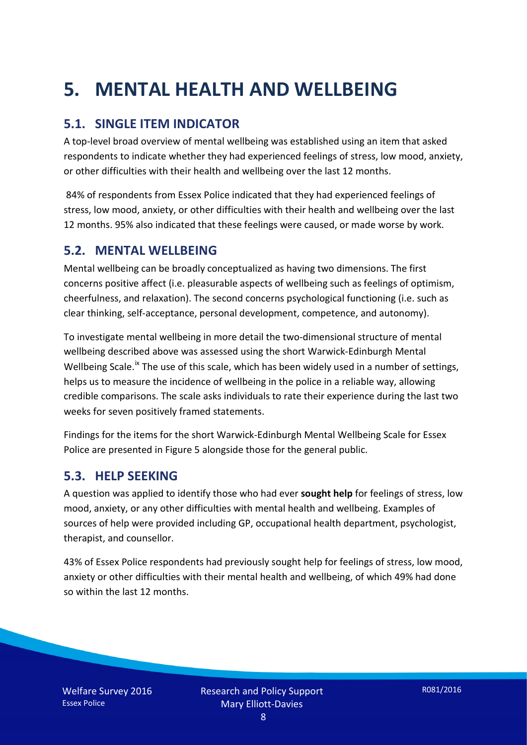# 5. MENTAL HEALTH AND WELLBEING

## 5.1. SINGLE ITEM INDICATOR

A top-level broad overview of mental wellbeing was established using an item that asked respondents to indicate whether they had experienced feelings of stress, low mood, anxiety, or other difficulties with their health and wellbeing over the last 12 months.

84% of respondents from Essex Police indicated that they had experienced feelings of stress, low mood, anxiety, or other difficulties with their health and wellbeing over the last 12 months. 95% also indicated that these feelings were caused, or made worse by work.

## 5.2. MENTAL WELLBEING

Mental wellbeing can be broadly conceptualized as having two dimensions. The first concerns positive affect (i.e. pleasurable aspects of wellbeing such as feelings of optimism, cheerfulness, and relaxation). The second concerns psychological functioning (i.e. such as clear thinking, self-acceptance, personal development, competence, and autonomy).

To investigate mental wellbeing in more detail the two-dimensional structure of mental wellbeing described above was assessed using the short Warwick-Edinburgh Mental Wellbeing Scale.[ix] The use of this scale, which has been widely used in a number of settings, helps us to measure the incidence of wellbeing in the police in a reliable way, allowing credible comparisons. The scale asks individuals to rate their experience during the last two weeks for seven positively framed statements.

Findings for the items for the short Warwick-Edinburgh Mental Wellbeing Scale for Essex Police are presented in Figure 5 alongside those for the general public.

## 5.3. HELP SEEKING

A question was applied to identify those who had ever **sought help** for feelings of stress, low mood, anxiety, or any other difficulties with mental health and wellbeing. Examples of sources of help were provided including GP, occupational health department, psychologist, therapist, and counsellor.

43% of Essex Police respondents had previously sought help for feelings of stress, low mood, anxiety or other difficulties with their mental health and wellbeing, of which 49% had done so within the last 12 months.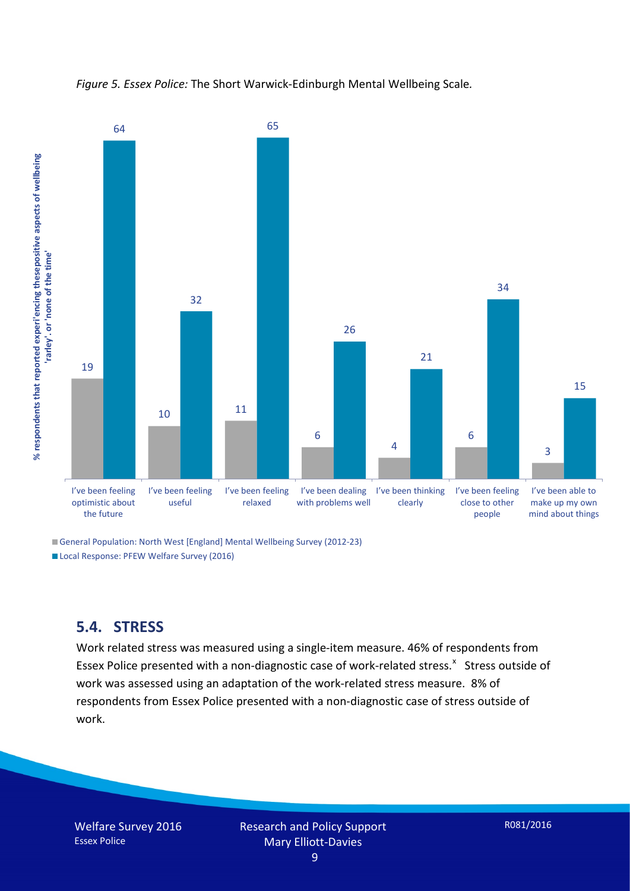*Figure 5. Essex Police:* The Short Warwick-Edinburgh Mental Wellbeing Scale.

| | I've been feeling optimistic about the future | I've been feeling useful | I've been feeling relaxed | I've been dealing with problems well | I've been thinking clearly | I've been feeling close to other people | I've been able to make up my own mind about things |
|---|---|---|---|---|---|---|---|
| General Population: North West [England] Mental Wellbeing Survey (2012-23) | 19 | 10 | 11 | 6 | 4 | 6 | 3 |
| Local Response: PFEW Welfare Survey (2016) | 64 | 32 | 65 | 26 | 21 | 34 | 15 |

% respondents that reported experiencing these positive aspects of wellbeing 'rarley' . or 'none of the time'

## 5.4. STRESS

Work related stress was measured using a single-item measure. 46% of respondents from Essex Police presented with a non-diagnostic case of work-related stress.[x] Stress outside of work was assessed using an adaptation of the work-related stress measure. 8% of respondents from Essex Police presented with a non-diagnostic case of stress outside of work.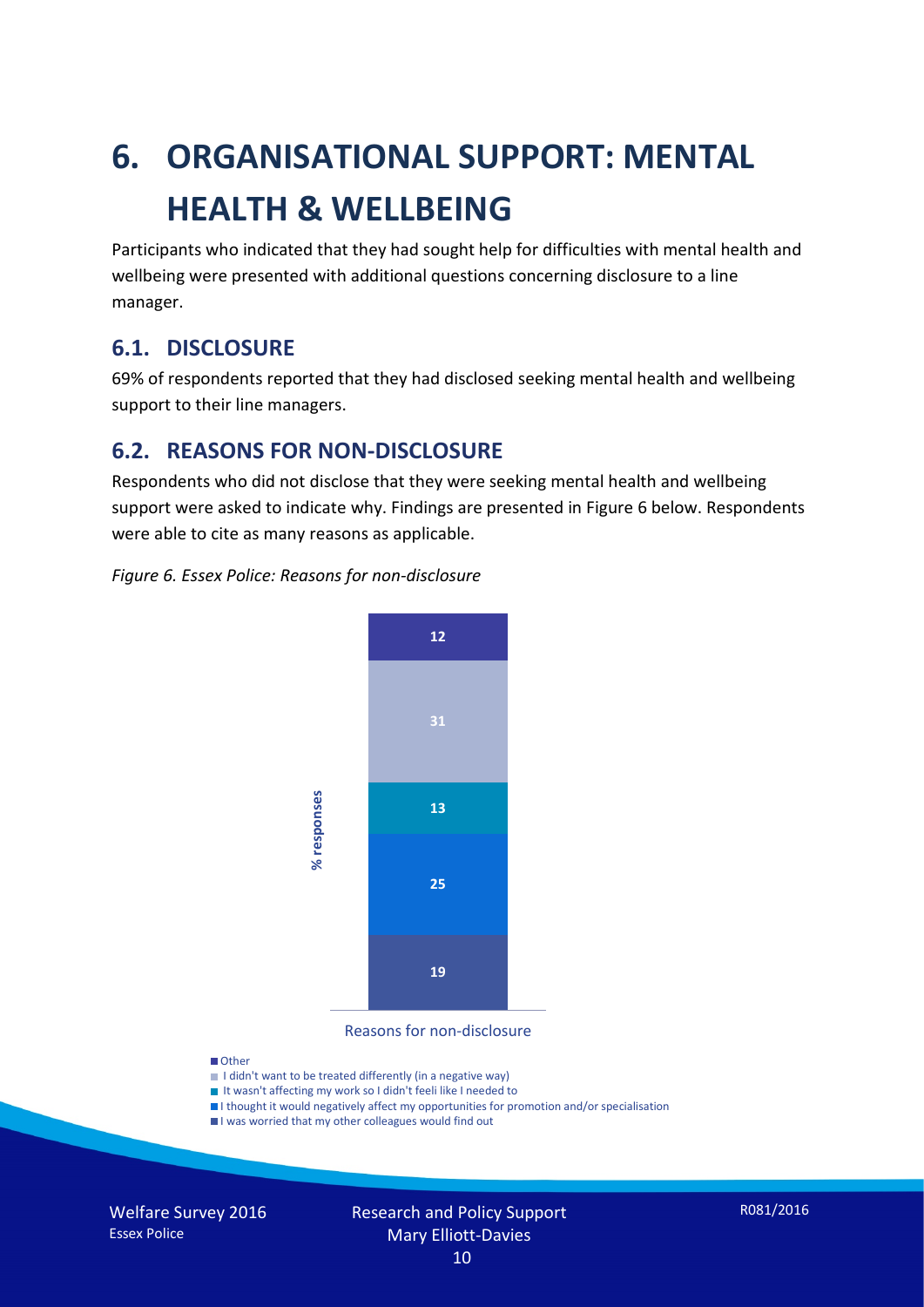# 6. ORGANISATIONAL SUPPORT: MENTAL HEALTH & WELLBEING

Participants who indicated that they had sought help for difficulties with mental health and wellbeing were presented with additional questions concerning disclosure to a line manager.

## 6.1. DISCLOSURE

69% of respondents reported that they had disclosed seeking mental health and wellbeing support to their line managers.

## 6.2. REASONS FOR NON-DISCLOSURE

Respondents who did not disclose that they were seeking mental health and wellbeing support were asked to indicate why. Findings are presented in Figure 6 below. Respondents were able to cite as many reasons as applicable.

*Figure 6. Essex Police: Reasons for non-disclosure*

| Reasons for non-disclosure | % responses |
|---|---|
| Other | 12 |
| I didn't want to be treated differently (in a negative way) | 31 |
| It wasn't affecting my work so I didn't feeli like I needed to | 13 |
| I thought it would negatively affect my opportunities for promotion and/or specialisation | 25 |
| I was worried that my other colleagues would find out | 19 |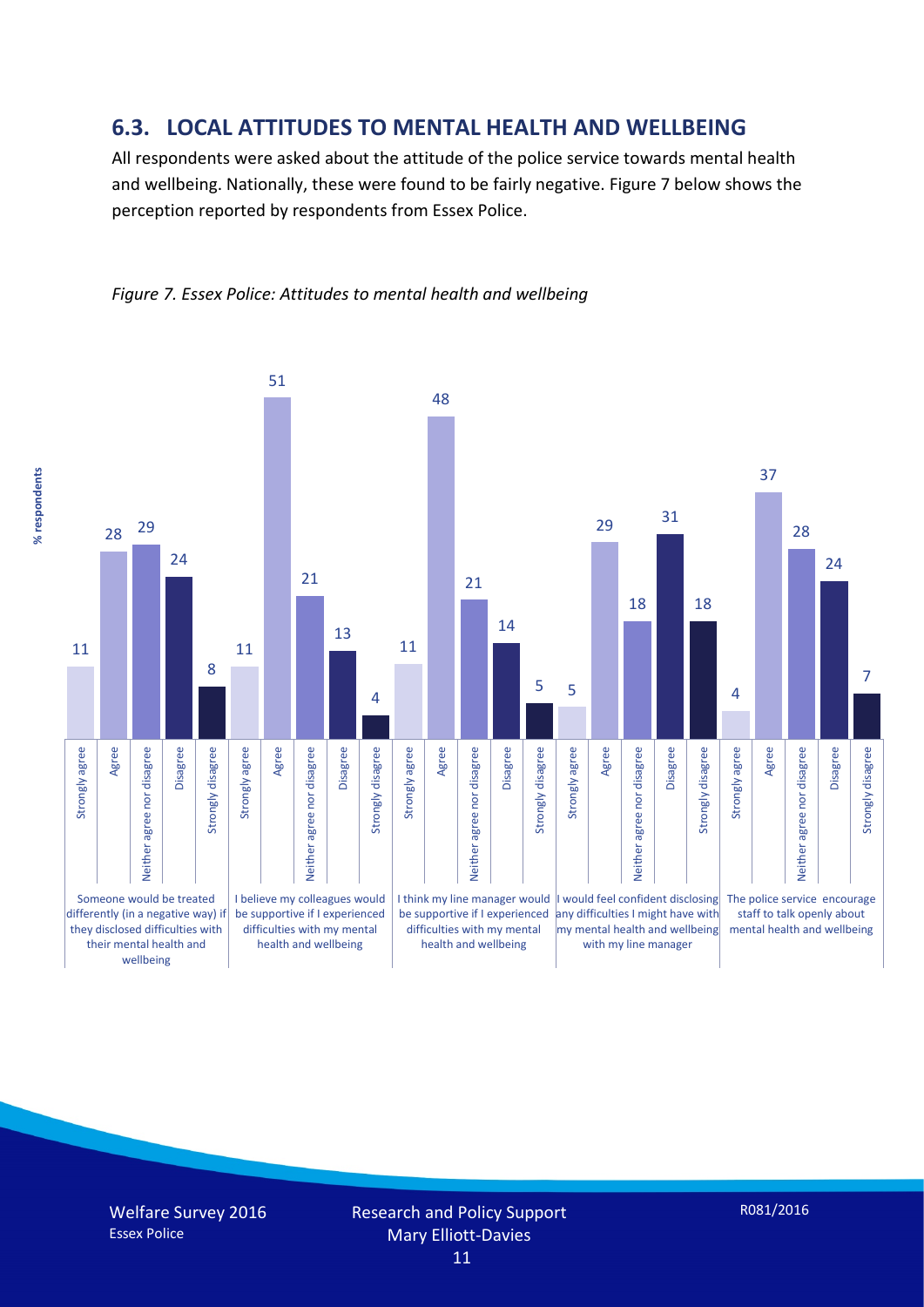## 6.3. LOCAL ATTITUDES TO MENTAL HEALTH AND WELLBEING

All respondents were asked about the attitude of the police service towards mental health and wellbeing. Nationally, these were found to be fairly negative. Figure 7 below shows the perception reported by respondents from Essex Police.

*Figure 7. Essex Police: Attitudes to mental health and wellbeing*

| Statement (% respondents) | Strongly agree | Agree | Neither agree nor disagree | Disagree | Strongly disagree |
|---|---|---|---|---|---|
| Someone would be treated differently (in a negative way) if they disclosed difficulties with their mental health and wellbeing | 11 | 28 | 29 | 24 | 8 |
| I believe my colleagues would be supportive if I experienced difficulties with my mental health and wellbeing | 11 | 51 | 21 | 13 | 4 |
| I think my line manager would be supportive if I experienced difficulties with my mental health and wellbeing | 11 | 48 | 21 | 14 | 5 |
| I would feel confident disclosing any difficulties I might have with my mental health and wellbeing with my line manager | 5 | 29 | 18 | 31 | 18 |
| The police service encourage staff to talk openly about mental health and wellbeing | 4 | 37 | 28 | 24 | 7 |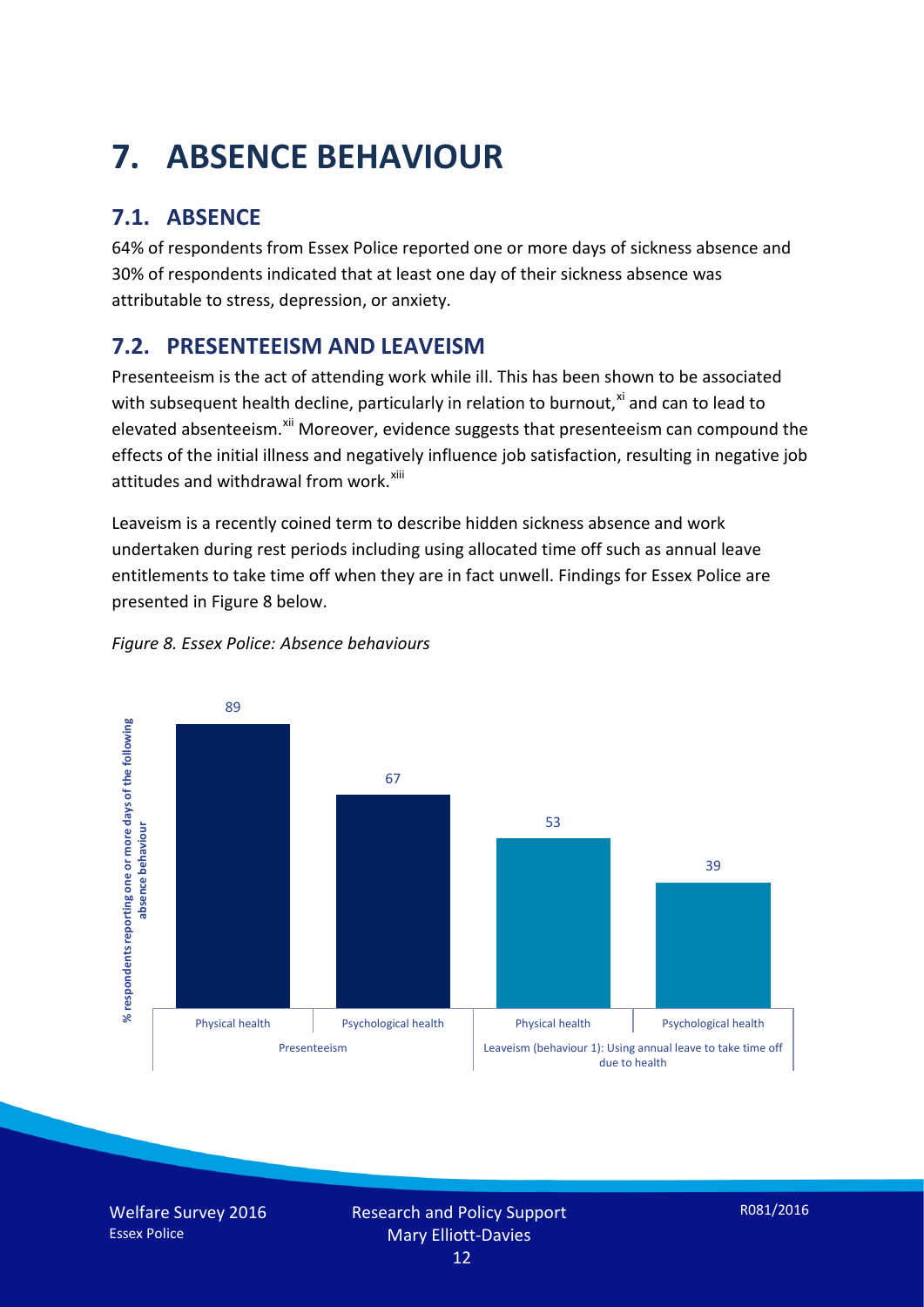# 7. ABSENCE BEHAVIOUR

## 7.1. ABSENCE

64% of respondents from Essex Police reported one or more days of sickness absence and 30% of respondents indicated that at least one day of their sickness absence was attributable to stress, depression, or anxiety.

## 7.2. PRESENTEEISM AND LEAVEISM

Presenteeism is the act of attending work while ill. This has been shown to be associated with subsequent health decline, particularly in relation to burnout,[xi] and can to lead to elevated absenteeism.[xii] Moreover, evidence suggests that presenteeism can compound the effects of the initial illness and negatively influence job satisfaction, resulting in negative job attitudes and withdrawal from work.[xiii]

Leaveism is a recently coined term to describe hidden sickness absence and work undertaken during rest periods including using allocated time off such as annual leave entitlements to take time off when they are in fact unwell. Findings for Essex Police are presented in Figure 8 below.

*Figure 8. Essex Police: Absence behaviours*

| | Presenteeism | | Leaveism (behaviour 1): Using annual leave to take time off due to health | |
|---|---|---|---|---|
| | Physical health | Psychological health | Physical health | Psychological health |
| % respondents reporting one or more days of the following absence behaviour | 89 | 67 | 53 | 39 |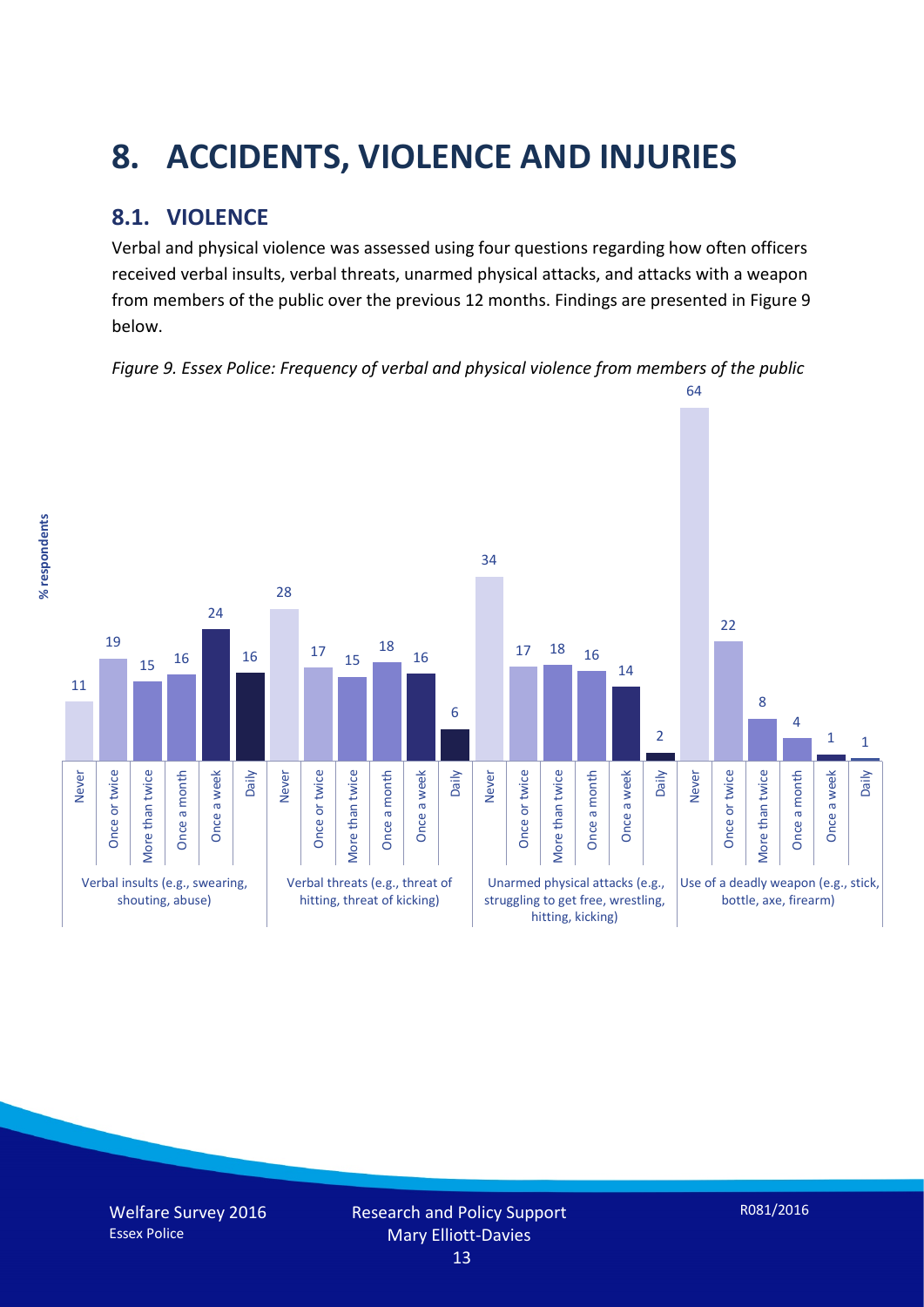# 8. ACCIDENTS, VIOLENCE AND INJURIES

## 8.1. VIOLENCE

Verbal and physical violence was assessed using four questions regarding how often officers received verbal insults, verbal threats, unarmed physical attacks, and attacks with a weapon from members of the public over the previous 12 months. Findings are presented in Figure 9 below.

*Figure 9. Essex Police: Frequency of verbal and physical violence from members of the public*

| % respondents | Never | Once or twice | More than twice | Once a month | Once a week | Daily |
|---|---|---|---|---|---|---|
| Verbal insults (e.g., swearing, shouting, abuse) | 11 | 19 | 15 | 16 | 24 | 16 |
| Verbal threats (e.g., threat of hitting, threat of kicking) | 28 | 17 | 15 | 18 | 16 | 6 |
| Unarmed physical attacks (e.g., struggling to get free, wrestling, hitting, kicking) | 34 | 17 | 18 | 16 | 14 | 2 |
| Use of a deadly weapon (e.g., stick, bottle, axe, firearm) | 64 | 22 | 8 | 4 | 1 | 1 |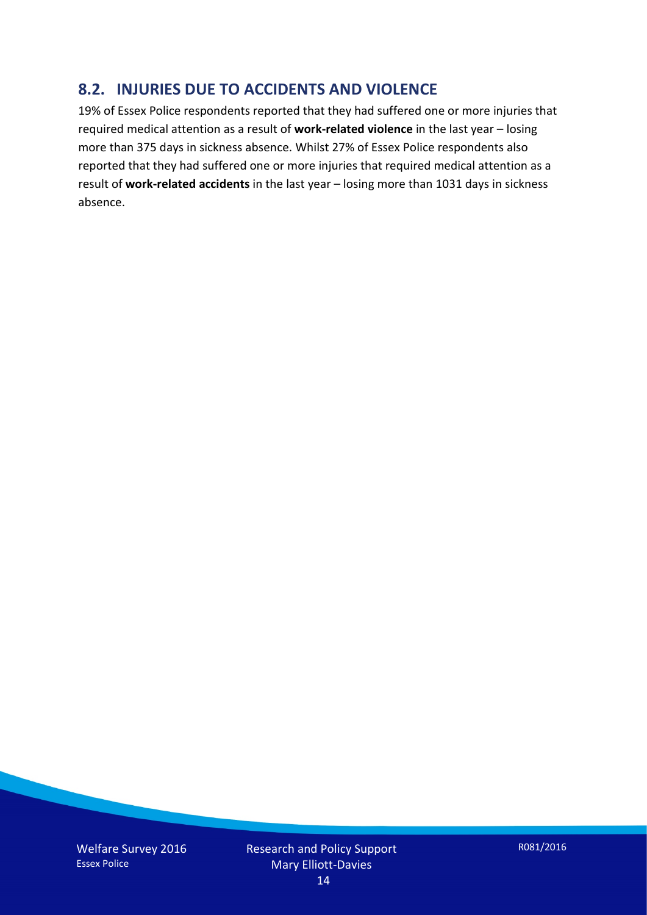## 8.2. INJURIES DUE TO ACCIDENTS AND VIOLENCE

19% of Essex Police respondents reported that they had suffered one or more injuries that required medical attention as a result of **work-related violence** in the last year – losing more than 375 days in sickness absence. Whilst 27% of Essex Police respondents also reported that they had suffered one or more injuries that required medical attention as a result of **work-related accidents** in the last year – losing more than 1031 days in sickness absence.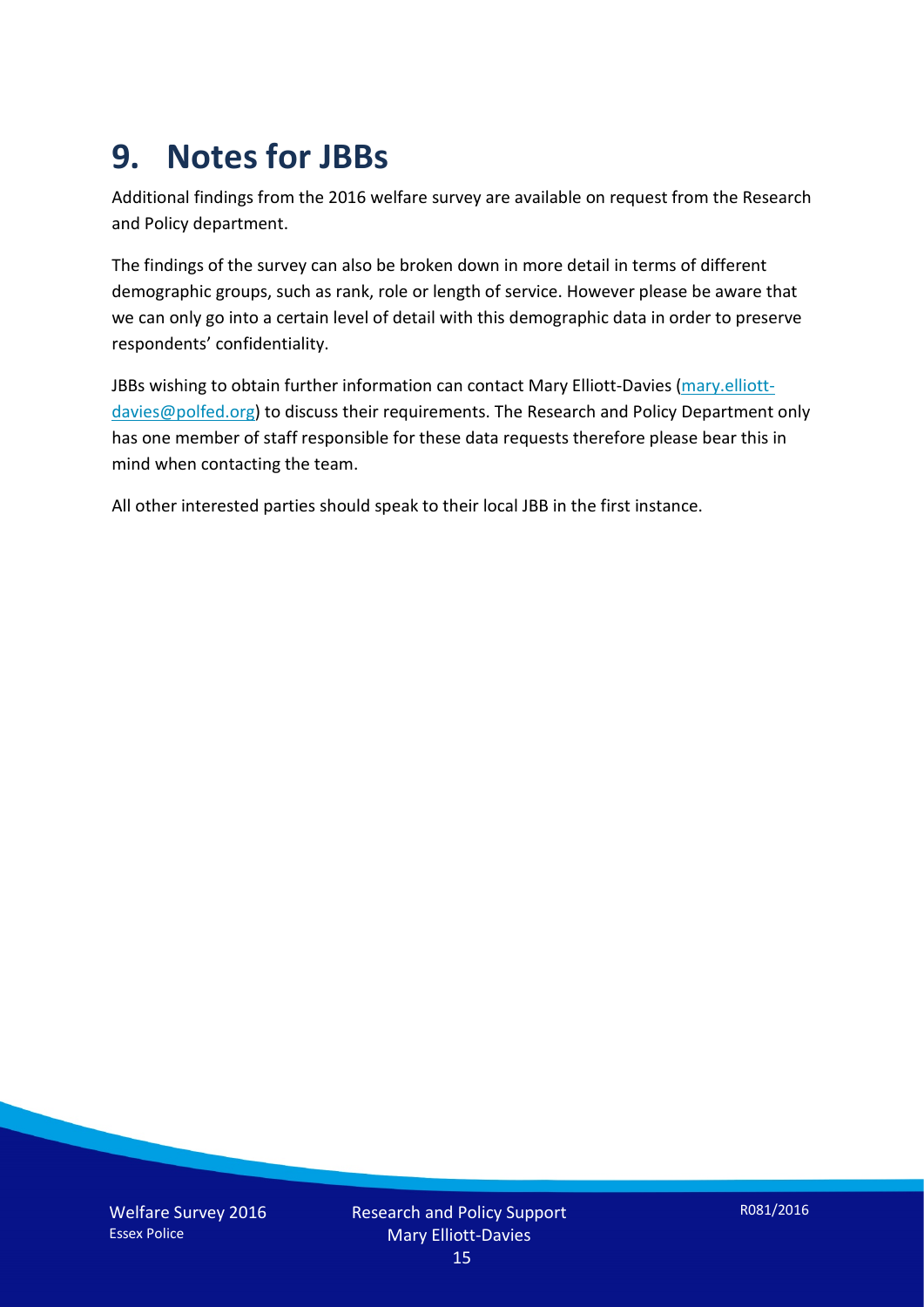# 9. Notes for JBBs

Additional findings from the 2016 welfare survey are available on request from the Research and Policy department.

The findings of the survey can also be broken down in more detail in terms of different demographic groups, such as rank, role or length of service. However please be aware that we can only go into a certain level of detail with this demographic data in order to preserve respondents' confidentiality.

JBBs wishing to obtain further information can contact Mary Elliott-Davies (mary.elliott-davies@polfed.org) to discuss their requirements. The Research and Policy Department only has one member of staff responsible for these data requests therefore please bear this in mind when contacting the team.

All other interested parties should speak to their local JBB in the first instance.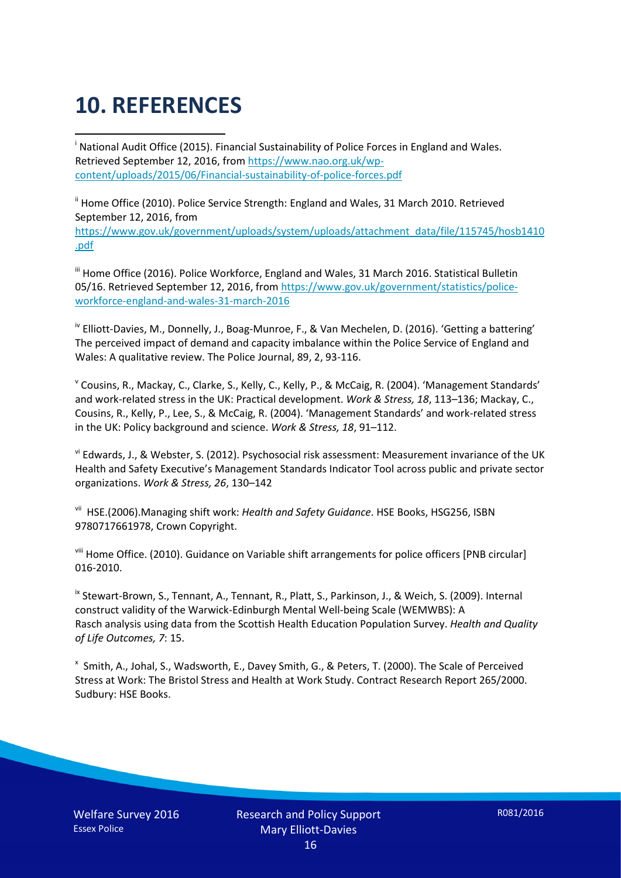# 10. REFERENCES

[i] National Audit Office (2015). Financial Sustainability of Police Forces in England and Wales. Retrieved September 12, 2016, from https://www.nao.org.uk/wp-content/uploads/2015/06/Financial-sustainability-of-police-forces.pdf

[ii] Home Office (2010). Police Service Strength: England and Wales, 31 March 2010. Retrieved September 12, 2016, from https://www.gov.uk/government/uploads/system/uploads/attachment_data/file/115745/hosb1410.pdf

[iii] Home Office (2016). Police Workforce, England and Wales, 31 March 2016. Statistical Bulletin 05/16. Retrieved September 12, 2016, from https://www.gov.uk/government/statistics/police-workforce-england-and-wales-31-march-2016

[iv] Elliott-Davies, M., Donnelly, J., Boag-Munroe, F., & Van Mechelen, D. (2016). 'Getting a battering' The perceived impact of demand and capacity imbalance within the Police Service of England and Wales: A qualitative review. The Police Journal, 89, 2, 93-116.

[v] Cousins, R., Mackay, C., Clarke, S., Kelly, C., Kelly, P., & McCaig, R. (2004). 'Management Standards' and work-related stress in the UK: Practical development. *Work & Stress, 18*, 113–136; Mackay, C., Cousins, R., Kelly, P., Lee, S., & McCaig, R. (2004). 'Management Standards' and work-related stress in the UK: Policy background and science. *Work & Stress, 18*, 91–112.

[vi] Edwards, J., & Webster, S. (2012). Psychosocial risk assessment: Measurement invariance of the UK Health and Safety Executive's Management Standards Indicator Tool across public and private sector organizations. *Work & Stress, 26*, 130–142

[vii] HSE.(2006).Managing shift work: *Health and Safety Guidance*. HSE Books, HSG256, ISBN 9780717661978, Crown Copyright.

[viii] Home Office. (2010). Guidance on Variable shift arrangements for police officers [PNB circular] 016-2010.

[ix] Stewart-Brown, S., Tennant, A., Tennant, R., Platt, S., Parkinson, J., & Weich, S. (2009). Internal construct validity of the Warwick-Edinburgh Mental Well-being Scale (WEMWBS): A Rasch analysis using data from the Scottish Health Education Population Survey. *Health and Quality of Life Outcomes, 7*: 15.

[x] Smith, A., Johal, S., Wadsworth, E., Davey Smith, G., & Peters, T. (2000). The Scale of Perceived Stress at Work: The Bristol Stress and Health at Work Study. Contract Research Report 265/2000. Sudbury: HSE Books.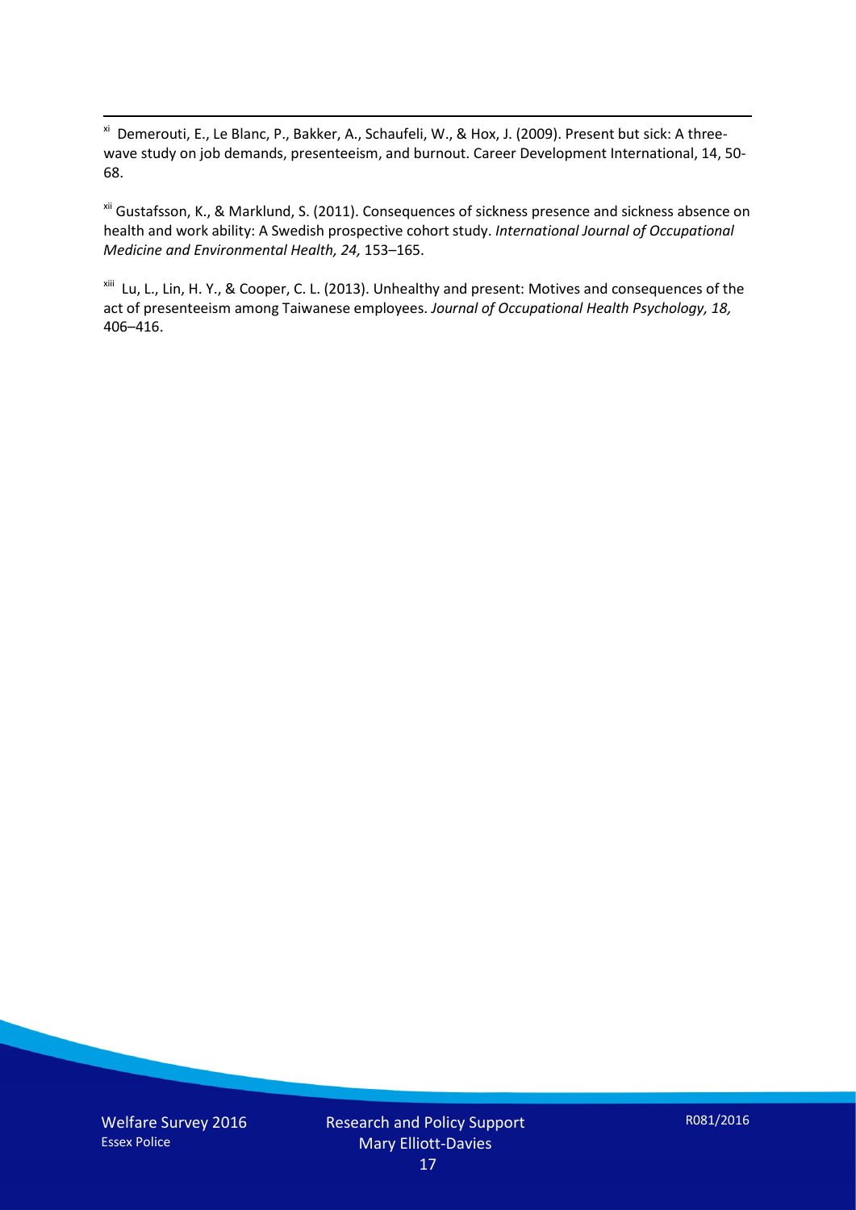[xi] Demerouti, E., Le Blanc, P., Bakker, A., Schaufeli, W., & Hox, J. (2009). Present but sick: A three-wave study on job demands, presenteeism, and burnout. Career Development International, 14, 50-68.

[xii] Gustafsson, K., & Marklund, S. (2011). Consequences of sickness presence and sickness absence on health and work ability: A Swedish prospective cohort study. *International Journal of Occupational Medicine and Environmental Health, 24,* 153–165.

[xiii] Lu, L., Lin, H. Y., & Cooper, C. L. (2013). Unhealthy and present: Motives and consequences of the act of presenteeism among Taiwanese employees. *Journal of Occupational Health Psychology, 18,* 406–416.